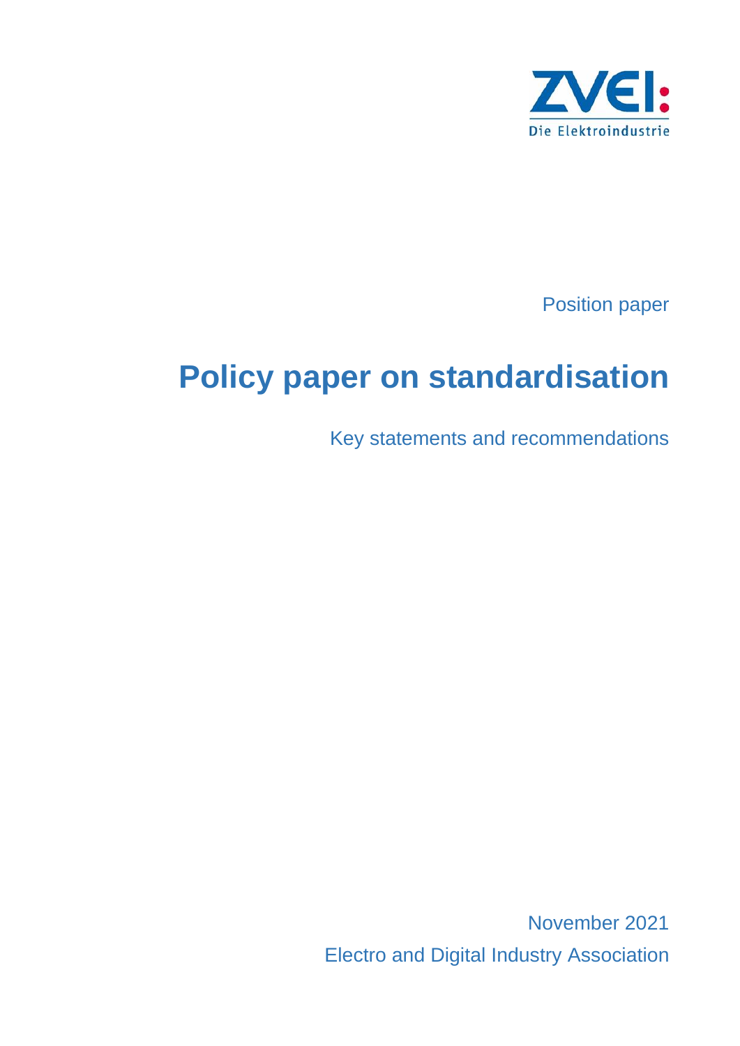ZVEI: Die Elektroindustrie

Position paper

# Policy paper on standardisation

Key statements and recommendations

November 2021

Electro and Digital Industry Association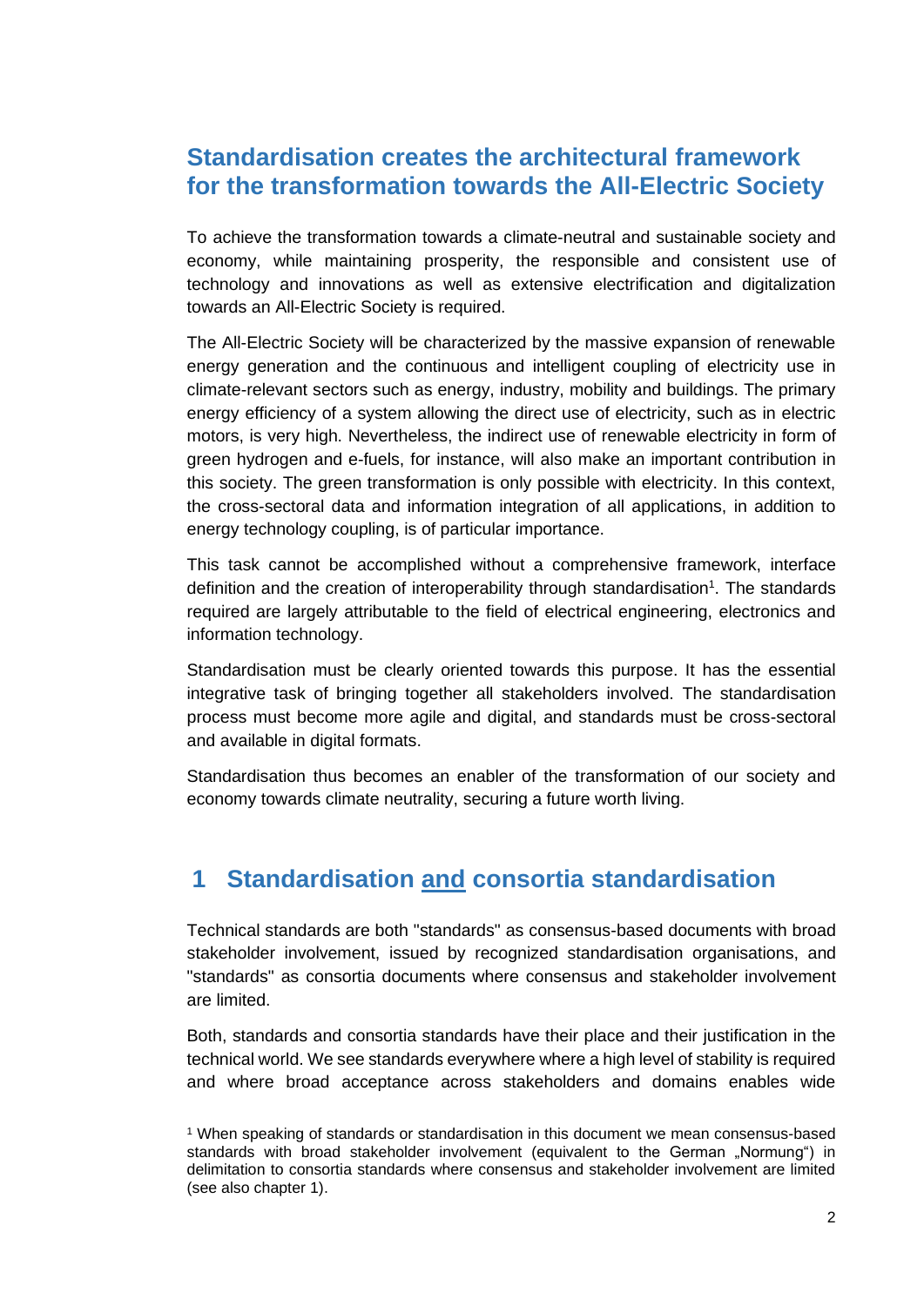## Standardisation creates the architectural framework for the transformation towards the All-Electric Society

To achieve the transformation towards a climate-neutral and sustainable society and economy, while maintaining prosperity, the responsible and consistent use of technology and innovations as well as extensive electrification and digitalization towards an All-Electric Society is required.

The All-Electric Society will be characterized by the massive expansion of renewable energy generation and the continuous and intelligent coupling of electricity use in climate-relevant sectors such as energy, industry, mobility and buildings. The primary energy efficiency of a system allowing the direct use of electricity, such as in electric motors, is very high. Nevertheless, the indirect use of renewable electricity in form of green hydrogen and e-fuels, for instance, will also make an important contribution in this society. The green transformation is only possible with electricity. In this context, the cross-sectoral data and information integration of all applications, in addition to energy technology coupling, is of particular importance.

This task cannot be accomplished without a comprehensive framework, interface definition and the creation of interoperability through standardisation[1]. The standards required are largely attributable to the field of electrical engineering, electronics and information technology.

Standardisation must be clearly oriented towards this purpose. It has the essential integrative task of bringing together all stakeholders involved. The standardisation process must become more agile and digital, and standards must be cross-sectoral and available in digital formats.

Standardisation thus becomes an enabler of the transformation of our society and economy towards climate neutrality, securing a future worth living.

## 1 Standardisation <u>and</u> consortia standardisation

Technical standards are both "standards" as consensus-based documents with broad stakeholder involvement, issued by recognized standardisation organisations, and "standards" as consortia documents where consensus and stakeholder involvement are limited.

Both, standards and consortia standards have their place and their justification in the technical world. We see standards everywhere where a high level of stability is required and where broad acceptance across stakeholders and domains enables wide

[1] When speaking of standards or standardisation in this document we mean consensus-based standards with broad stakeholder involvement (equivalent to the German „Normung") in delimitation to consortia standards where consensus and stakeholder involvement are limited (see also chapter 1).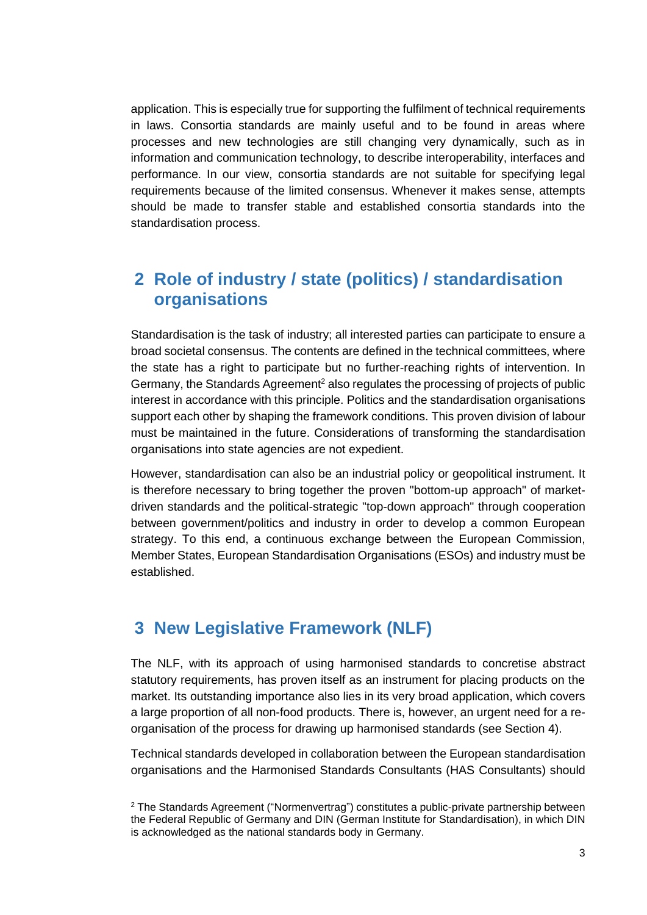application. This is especially true for supporting the fulfilment of technical requirements in laws. Consortia standards are mainly useful and to be found in areas where processes and new technologies are still changing very dynamically, such as in information and communication technology, to describe interoperability, interfaces and performance. In our view, consortia standards are not suitable for specifying legal requirements because of the limited consensus. Whenever it makes sense, attempts should be made to transfer stable and established consortia standards into the standardisation process.

## 2 Role of industry / state (politics) / standardisation organisations

Standardisation is the task of industry; all interested parties can participate to ensure a broad societal consensus. The contents are defined in the technical committees, where the state has a right to participate but no further-reaching rights of intervention. In Germany, the Standards Agreement[2] also regulates the processing of projects of public interest in accordance with this principle. Politics and the standardisation organisations support each other by shaping the framework conditions. This proven division of labour must be maintained in the future. Considerations of transforming the standardisation organisations into state agencies are not expedient.

However, standardisation can also be an industrial policy or geopolitical instrument. It is therefore necessary to bring together the proven "bottom-up approach" of market-driven standards and the political-strategic "top-down approach" through cooperation between government/politics and industry in order to develop a common European strategy. To this end, a continuous exchange between the European Commission, Member States, European Standardisation Organisations (ESOs) and industry must be established.

## 3 New Legislative Framework (NLF)

The NLF, with its approach of using harmonised standards to concretise abstract statutory requirements, has proven itself as an instrument for placing products on the market. Its outstanding importance also lies in its very broad application, which covers a large proportion of all non-food products. There is, however, an urgent need for a re-organisation of the process for drawing up harmonised standards (see Section 4).

Technical standards developed in collaboration between the European standardisation organisations and the Harmonised Standards Consultants (HAS Consultants) should

[2] The Standards Agreement ("Normenvertrag") constitutes a public-private partnership between the Federal Republic of Germany and DIN (German Institute for Standardisation), in which DIN is acknowledged as the national standards body in Germany.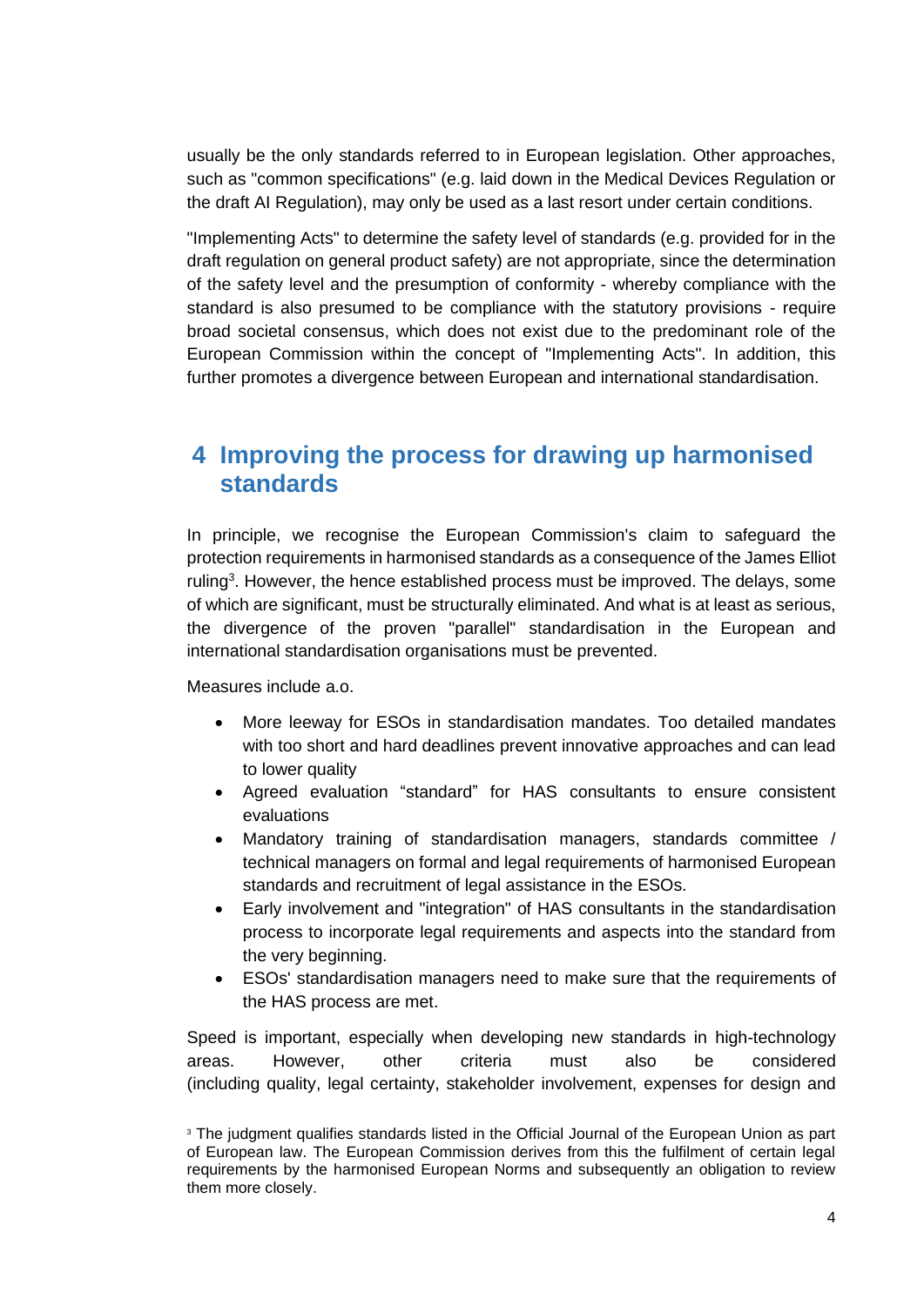usually be the only standards referred to in European legislation. Other approaches, such as "common specifications" (e.g. laid down in the Medical Devices Regulation or the draft AI Regulation), may only be used as a last resort under certain conditions.

"Implementing Acts" to determine the safety level of standards (e.g. provided for in the draft regulation on general product safety) are not appropriate, since the determination of the safety level and the presumption of conformity - whereby compliance with the standard is also presumed to be compliance with the statutory provisions - require broad societal consensus, which does not exist due to the predominant role of the European Commission within the concept of "Implementing Acts". In addition, this further promotes a divergence between European and international standardisation.

## 4 Improving the process for drawing up harmonised standards

In principle, we recognise the European Commission's claim to safeguard the protection requirements in harmonised standards as a consequence of the James Elliot ruling[3]. However, the hence established process must be improved. The delays, some of which are significant, must be structurally eliminated. And what is at least as serious, the divergence of the proven "parallel" standardisation in the European and international standardisation organisations must be prevented.

Measures include a.o.

- More leeway for ESOs in standardisation mandates. Too detailed mandates with too short and hard deadlines prevent innovative approaches and can lead to lower quality
- Agreed evaluation "standard" for HAS consultants to ensure consistent evaluations
- Mandatory training of standardisation managers, standards committee / technical managers on formal and legal requirements of harmonised European standards and recruitment of legal assistance in the ESOs.
- Early involvement and "integration" of HAS consultants in the standardisation process to incorporate legal requirements and aspects into the standard from the very beginning.
- ESOs' standardisation managers need to make sure that the requirements of the HAS process are met.

Speed is important, especially when developing new standards in high-technology areas. However, other criteria must also be considered (including quality, legal certainty, stakeholder involvement, expenses for design and

[3] The judgment qualifies standards listed in the Official Journal of the European Union as part of European law. The European Commission derives from this the fulfilment of certain legal requirements by the harmonised European Norms and subsequently an obligation to review them more closely.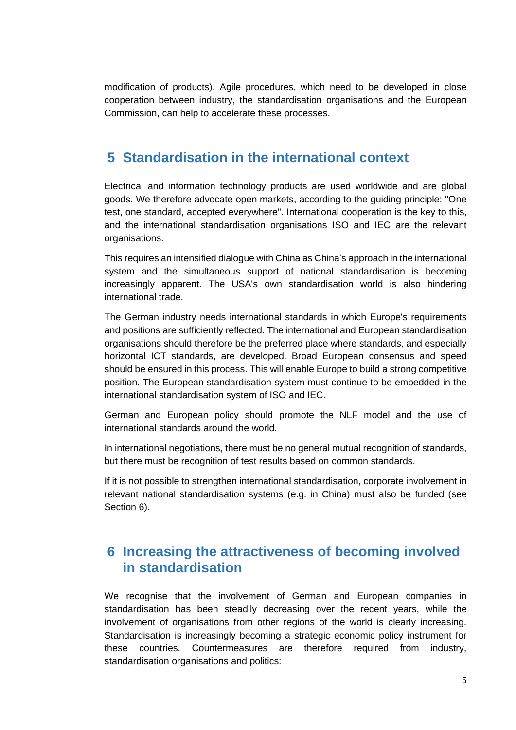modification of products). Agile procedures, which need to be developed in close cooperation between industry, the standardisation organisations and the European Commission, can help to accelerate these processes.

# 5 Standardisation in the international context

Electrical and information technology products are used worldwide and are global goods. We therefore advocate open markets, according to the guiding principle: "One test, one standard, accepted everywhere". International cooperation is the key to this, and the international standardisation organisations ISO and IEC are the relevant organisations.

This requires an intensified dialogue with China as China's approach in the international system and the simultaneous support of national standardisation is becoming increasingly apparent. The USA's own standardisation world is also hindering international trade.

The German industry needs international standards in which Europe's requirements and positions are sufficiently reflected. The international and European standardisation organisations should therefore be the preferred place where standards, and especially horizontal ICT standards, are developed. Broad European consensus and speed should be ensured in this process. This will enable Europe to build a strong competitive position. The European standardisation system must continue to be embedded in the international standardisation system of ISO and IEC.

German and European policy should promote the NLF model and the use of international standards around the world.

In international negotiations, there must be no general mutual recognition of standards, but there must be recognition of test results based on common standards.

If it is not possible to strengthen international standardisation, corporate involvement in relevant national standardisation systems (e.g. in China) must also be funded (see Section 6).

# 6 Increasing the attractiveness of becoming involved in standardisation

We recognise that the involvement of German and European companies in standardisation has been steadily decreasing over the recent years, while the involvement of organisations from other regions of the world is clearly increasing. Standardisation is increasingly becoming a strategic economic policy instrument for these countries. Countermeasures are therefore required from industry, standardisation organisations and politics: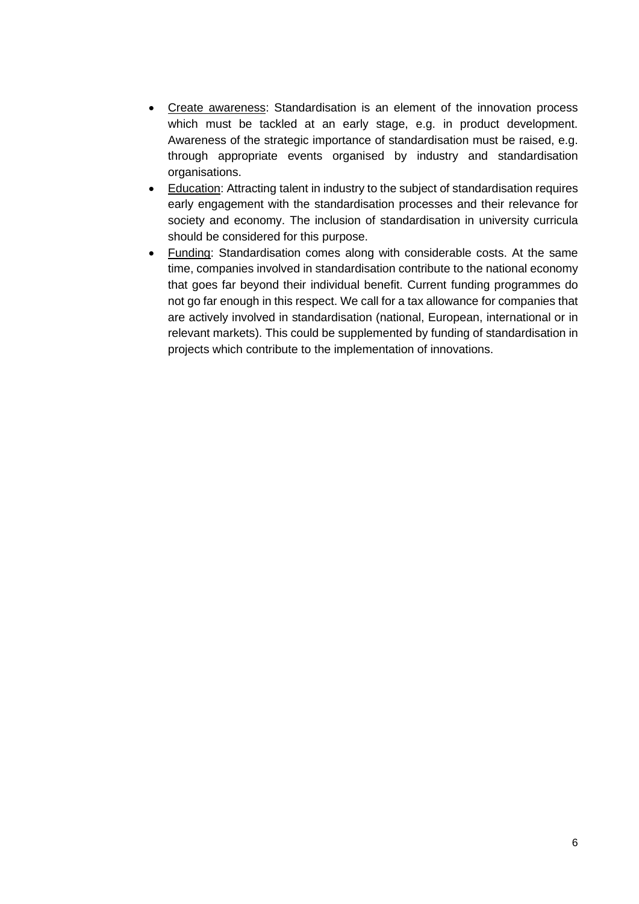- <u>Create awareness</u>: Standardisation is an element of the innovation process which must be tackled at an early stage, e.g. in product development. Awareness of the strategic importance of standardisation must be raised, e.g. through appropriate events organised by industry and standardisation organisations.
- <u>Education</u>: Attracting talent in industry to the subject of standardisation requires early engagement with the standardisation processes and their relevance for society and economy. The inclusion of standardisation in university curricula should be considered for this purpose.
- <u>Funding</u>: Standardisation comes along with considerable costs. At the same time, companies involved in standardisation contribute to the national economy that goes far beyond their individual benefit. Current funding programmes do not go far enough in this respect. We call for a tax allowance for companies that are actively involved in standardisation (national, European, international or in relevant markets). This could be supplemented by funding of standardisation in projects which contribute to the implementation of innovations.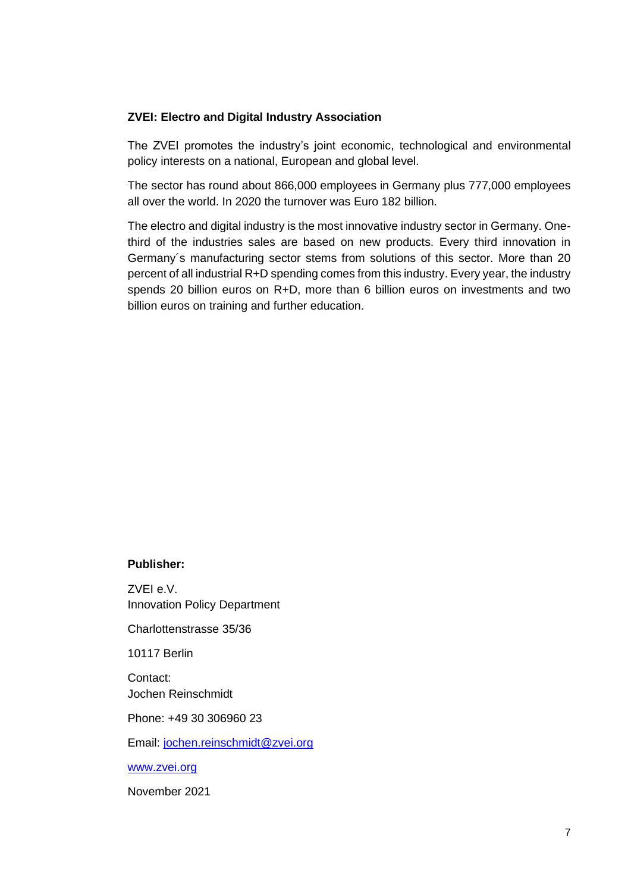**ZVEI: Electro and Digital Industry Association**

The ZVEI promotes the industry's joint economic, technological and environmental policy interests on a national, European and global level.

The sector has round about 866,000 employees in Germany plus 777,000 employees all over the world. In 2020 the turnover was Euro 182 billion.

The electro and digital industry is the most innovative industry sector in Germany. One-third of the industries sales are based on new products. Every third innovation in Germany´s manufacturing sector stems from solutions of this sector. More than 20 percent of all industrial R+D spending comes from this industry. Every year, the industry spends 20 billion euros on R+D, more than 6 billion euros on investments and two billion euros on training and further education.

**Publisher:**

ZVEI e.V.
Innovation Policy Department

Charlottenstrasse 35/36

10117 Berlin

Contact:
Jochen Reinschmidt

Phone: +49 30 306960 23

Email: jochen.reinschmidt@zvei.org

www.zvei.org

November 2021